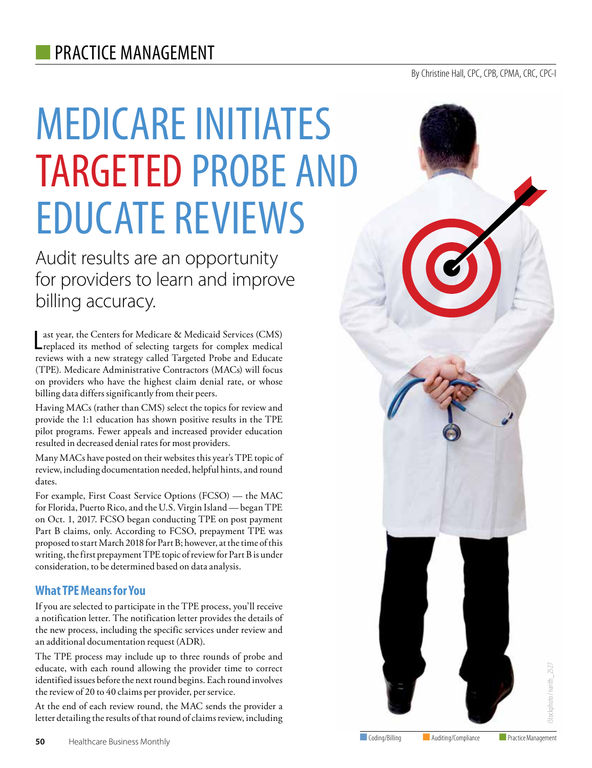# PRACTICE MANAGEMENT

By Christine Hall, CPC, CPB, CPMA, CRC, CPC-I

# MEDICARE INITIATES TARGETED PROBE AND EDUCATE REVIEWS

## Audit results are an opportunity for providers to learn and improve billing accuracy.

Last year, the Centers for Medicare & Medicaid Services (CMS) replaced its method of selecting targets for complex medical reviews with a new strategy called Targeted Probe and Educate (TPE). Medicare Administrative Contractors (MACs) will focus on providers who have the highest claim denial rate, or whose billing data differs significantly from their peers.

Having MACs (rather than CMS) select the topics for review and provide the 1:1 education has shown positive results in the TPE pilot programs. Fewer appeals and increased provider education resulted in decreased denial rates for most providers.

Many MACs have posted on their websites this year's TPE topic of review, including documentation needed, helpful hints, and round dates.

For example, First Coast Service Options (FCSO) — the MAC for Florida, Puerto Rico, and the U.S. Virgin Island — began TPE on Oct. 1, 2017. FCSO began conducting TPE on post payment Part B claims, only. According to FCSO, prepayment TPE was proposed to start March 2018 for Part B; however, at the time of this writing, the first prepayment TPE topic of review for Part B is under consideration, to be determined based on data analysis.

### What TPE Means for You

If you are selected to participate in the TPE process, you'll receive a notification letter. The notification letter provides the details of the new process, including the specific services under review and an additional documentation request (ADR).

The TPE process may include up to three rounds of probe and educate, with each round allowing the provider time to correct identified issues before the next round begins. Each round involves the review of 20 to 40 claims per provider, per service.

At the end of each review round, the MAC sends the provider a letter detailing the results of that round of claims review, including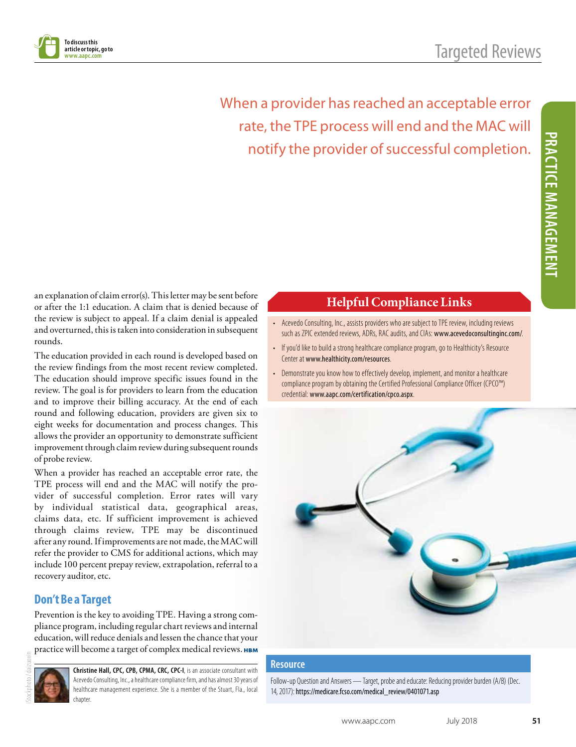When a provider has reached an acceptable error rate, the TPE process will end and the MAC will notify the provider of successful completion.

an explanation of claim error(s). This letter may be sent before or after the 1:1 education. A claim that is denied because of the review is subject to appeal. If a claim denial is appealed and overturned, this is taken into consideration in subsequent rounds.

The education provided in each round is developed based on the review findings from the most recent review completed. The education should improve specific issues found in the review. The goal is for providers to learn from the education and to improve their billing accuracy. At the end of each round and following education, providers are given six to eight weeks for documentation and process changes. This allows the provider an opportunity to demonstrate sufficient improvement through claim review during subsequent rounds of probe review.

When a provider has reached an acceptable error rate, the TPE process will end and the MAC will notify the provider of successful completion. Error rates will vary by individual statistical data, geographical areas, claims data, etc. If sufficient improvement is achieved through claims review, TPE may be discontinued after any round. If improvements are not made, the MAC will refer the provider to CMS for additional actions, which may include 100 percent prepay review, extrapolation, referral to a recovery auditor, etc.

## Don't Be a Target

Prevention is the key to avoiding TPE. Having a strong compliance program, including regular chart reviews and internal education, will reduce denials and lessen the chance that your practice will become a target of complex medical reviews. HBM

**Christine Hall, CPC, CPB, CPMA, CRC, CPC-I**, is an associate consultant with Acevedo Consulting, Inc., a healthcare compliance firm, and has almost 30 years of healthcare management experience. She is a member of the Stuart, Fla., local chapter.

## Helpful Compliance Links

- Acevedo Consulting, Inc., assists providers who are subject to TPE review, including reviews such as ZPIC extended reviews, ADRs, RAC audits, and CIAs: www.acevedoconsultinginc.com/.
- If you'd like to build a strong healthcare compliance program, go to Healthicity's Resource Center at www.healthicity.com/resources.
- Demonstrate you know how to effectively develop, implement, and monitor a healthcare compliance program by obtaining the Certified Professional Compliance Officer (CPCO™) credential: www.aapc.com/certification/cpco.aspx.

## Resource

Follow-up Question and Answers — Target, probe and educate: Reducing provider burden (A/B) (Dec. 14, 2017): https://medicare.fcso.com/medical_review/0401071.asp